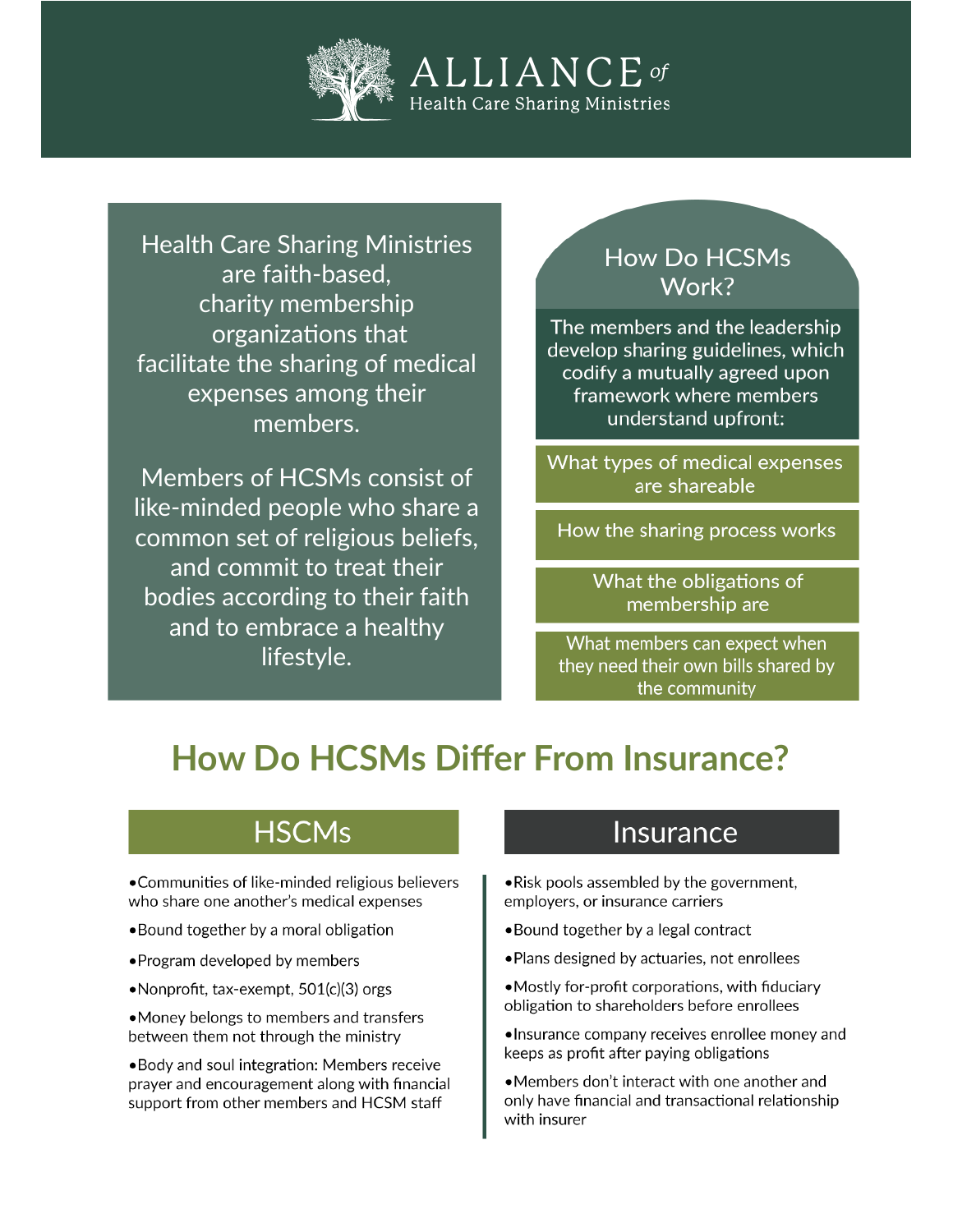# ALLIANCE of Health Care Sharing Ministries

Health Care Sharing Ministries are faith-based, charity membership organizations that facilitate the sharing of medical expenses among their members.

Members of HCSMs consist of like-minded people who share a common set of religious beliefs, and commit to treat their bodies according to their faith and to embrace a healthy lifestyle.

## How Do HCSMs Work?

The members and the leadership develop sharing guidelines, which codify a mutually agreed upon framework where members understand upfront:

- What types of medical expenses are shareable
- How the sharing process works
- What the obligations of membership are
- What members can expect when they need their own bills shared by the community

## How Do HCSMs Differ From Insurance?

### HSCMs

- Communities of like-minded religious believers who share one another's medical expenses
- Bound together by a moral obligation
- Program developed by members
- Nonprofit, tax-exempt, 501(c)(3) orgs
- Money belongs to members and transfers between them not through the ministry
- Body and soul integration: Members receive prayer and encouragement along with financial support from other members and HCSM staff

### Insurance

- Risk pools assembled by the government, employers, or insurance carriers
- Bound together by a legal contract
- Plans designed by actuaries, not enrollees
- Mostly for-profit corporations, with fiduciary obligation to shareholders before enrollees
- Insurance company receives enrollee money and keeps as profit after paying obligations
- Members don't interact with one another and only have financial and transactional relationship with insurer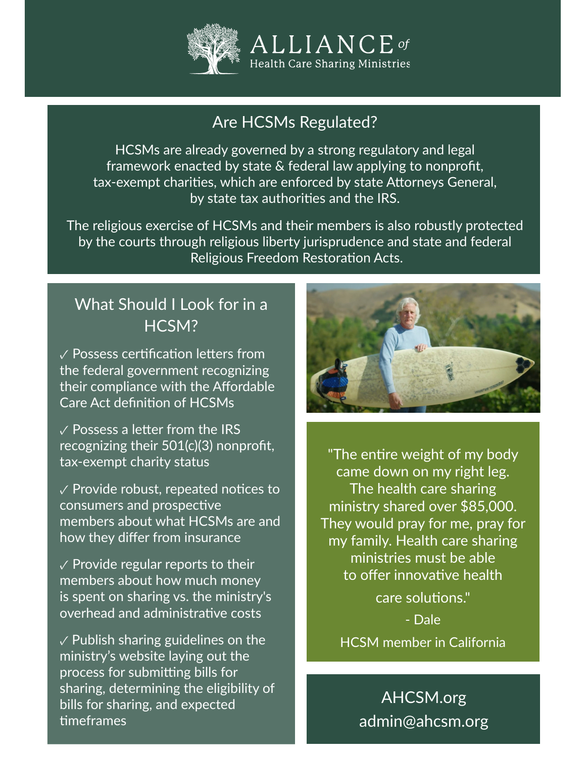ALLIANCE of Health Care Sharing Ministries

## Are HCSMs Regulated?

HCSMs are already governed by a strong regulatory and legal framework enacted by state & federal law applying to nonprofit, tax-exempt charities, which are enforced by state Attorneys General, by state tax authorities and the IRS.

The religious exercise of HCSMs and their members is also robustly protected by the courts through religious liberty jurisprudence and state and federal Religious Freedom Restoration Acts.

## What Should I Look for in a HCSM?

✓ Possess certification letters from the federal government recognizing their compliance with the Affordable Care Act definition of HCSMs

✓ Possess a letter from the IRS recognizing their 501(c)(3) nonprofit, tax-exempt charity status

✓ Provide robust, repeated notices to consumers and prospective members about what HCSMs are and how they differ from insurance

✓ Provide regular reports to their members about how much money is spent on sharing vs. the ministry's overhead and administrative costs

✓ Publish sharing guidelines on the ministry's website laying out the process for submitting bills for sharing, determining the eligibility of bills for sharing, and expected timeframes

"The entire weight of my body came down on my right leg. The health care sharing ministry shared over $85,000. They would pray for me, pray for my family. Health care sharing ministries must be able to offer innovative health care solutions."

- Dale

HCSM member in California

AHCSM.org

admin@ahcsm.org